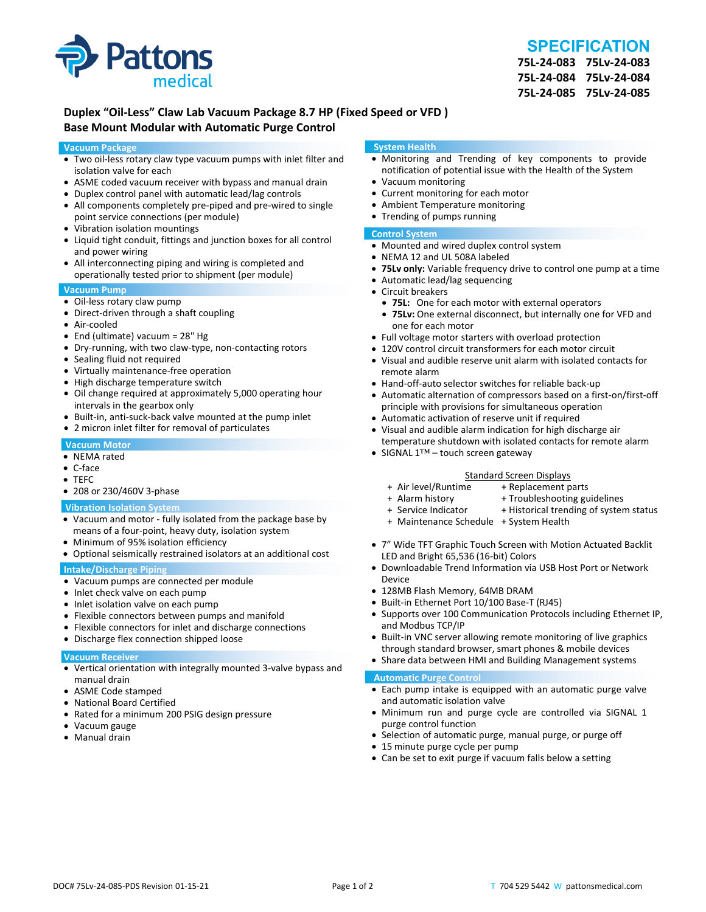Pattons medical

# SPECIFICATION

**75L-24-083 75Lv-24-083**
**75L-24-084 75Lv-24-084**
**75L-24-085 75Lv-24-085**

## Duplex "Oil-Less" Claw Lab Vacuum Package 8.7 HP (Fixed Speed or VFD )
## Base Mount Modular with Automatic Purge Control

### Vacuum Package

- Two oil-less rotary claw type vacuum pumps with inlet filter and isolation valve for each
- ASME coded vacuum receiver with bypass and manual drain
- Duplex control panel with automatic lead/lag controls
- All components completely pre-piped and pre-wired to single point service connections (per module)
- Vibration isolation mountings
- Liquid tight conduit, fittings and junction boxes for all control and power wiring
- All interconnecting piping and wiring is completed and operationally tested prior to shipment (per module)

### Vacuum Pump

- Oil-less rotary claw pump
- Direct-driven through a shaft coupling
- Air-cooled
- End (ultimate) vacuum = 28" Hg
- Dry-running, with two claw-type, non-contacting rotors
- Sealing fluid not required
- Virtually maintenance-free operation
- High discharge temperature switch
- Oil change required at approximately 5,000 operating hour intervals in the gearbox only
- Built-in, anti-suck-back valve mounted at the pump inlet
- 2 micron inlet filter for removal of particulates

### Vacuum Motor

- NEMA rated
- C-face
- TEFC
- 208 or 230/460V 3-phase

### Vibration Isolation System

- Vacuum and motor - fully isolated from the package base by means of a four-point, heavy duty, isolation system
- Minimum of 95% isolation efficiency
- Optional seismically restrained isolators at an additional cost

### Intake/Discharge Piping

- Vacuum pumps are connected per module
- Inlet check valve on each pump
- Inlet isolation valve on each pump
- Flexible connectors between pumps and manifold
- Flexible connectors for inlet and discharge connections
- Discharge flex connection shipped loose

### Vacuum Receiver

- Vertical orientation with integrally mounted 3-valve bypass and manual drain
- ASME Code stamped
- National Board Certified
- Rated for a minimum 200 PSIG design pressure
- Vacuum gauge
- Manual drain

### System Health

- Monitoring and Trending of key components to provide notification of potential issue with the Health of the System
- Vacuum monitoring
- Current monitoring for each motor
- Ambient Temperature monitoring
- Trending of pumps running

### Control System

- Mounted and wired duplex control system
- NEMA 12 and UL 508A labeled
- **75Lv only:** Variable frequency drive to control one pump at a time
- Automatic lead/lag sequencing
- Circuit breakers
  - **75L:** One for each motor with external operators
  - **75Lv:** One external disconnect, but internally one for VFD and one for each motor
- Full voltage motor starters with overload protection
- 120V control circuit transformers for each motor circuit
- Visual and audible reserve unit alarm with isolated contacts for remote alarm
- Hand-off-auto selector switches for reliable back-up
- Automatic alternation of compressors based on a first-on/first-off principle with provisions for simultaneous operation
- Automatic activation of reserve unit if required
- Visual and audible alarm indication for high discharge air temperature shutdown with isolated contacts for remote alarm
- SIGNAL 1™ – touch screen gateway

Standard Screen Displays

| | |
|---|---|
| + Air level/Runtime | + Replacement parts |
| + Alarm history | + Troubleshooting guidelines |
| + Service Indicator | + Historical trending of system status |
| + Maintenance Schedule | + System Health |

- 7" Wide TFT Graphic Touch Screen with Motion Actuated Backlit LED and Bright 65,536 (16-bit) Colors
- Downloadable Trend Information via USB Host Port or Network Device
- 128MB Flash Memory, 64MB DRAM
- Built-in Ethernet Port 10/100 Base-T (RJ45)
- Supports over 100 Communication Protocols including Ethernet IP, and Modbus TCP/IP
- Built-in VNC server allowing remote monitoring of live graphics through standard browser, smart phones & mobile devices
- Share data between HMI and Building Management systems

### Automatic Purge Control

- Each pump intake is equipped with an automatic purge valve and automatic isolation valve
- Minimum run and purge cycle are controlled via SIGNAL 1 purge control function
- Selection of automatic purge, manual purge, or purge off
- 15 minute purge cycle per pump
- Can be set to exit purge if vacuum falls below a setting

DOC# 75Lv-24-085-PDS Revision 01-15-21

T 704 529 5442 W pattonsmedical.com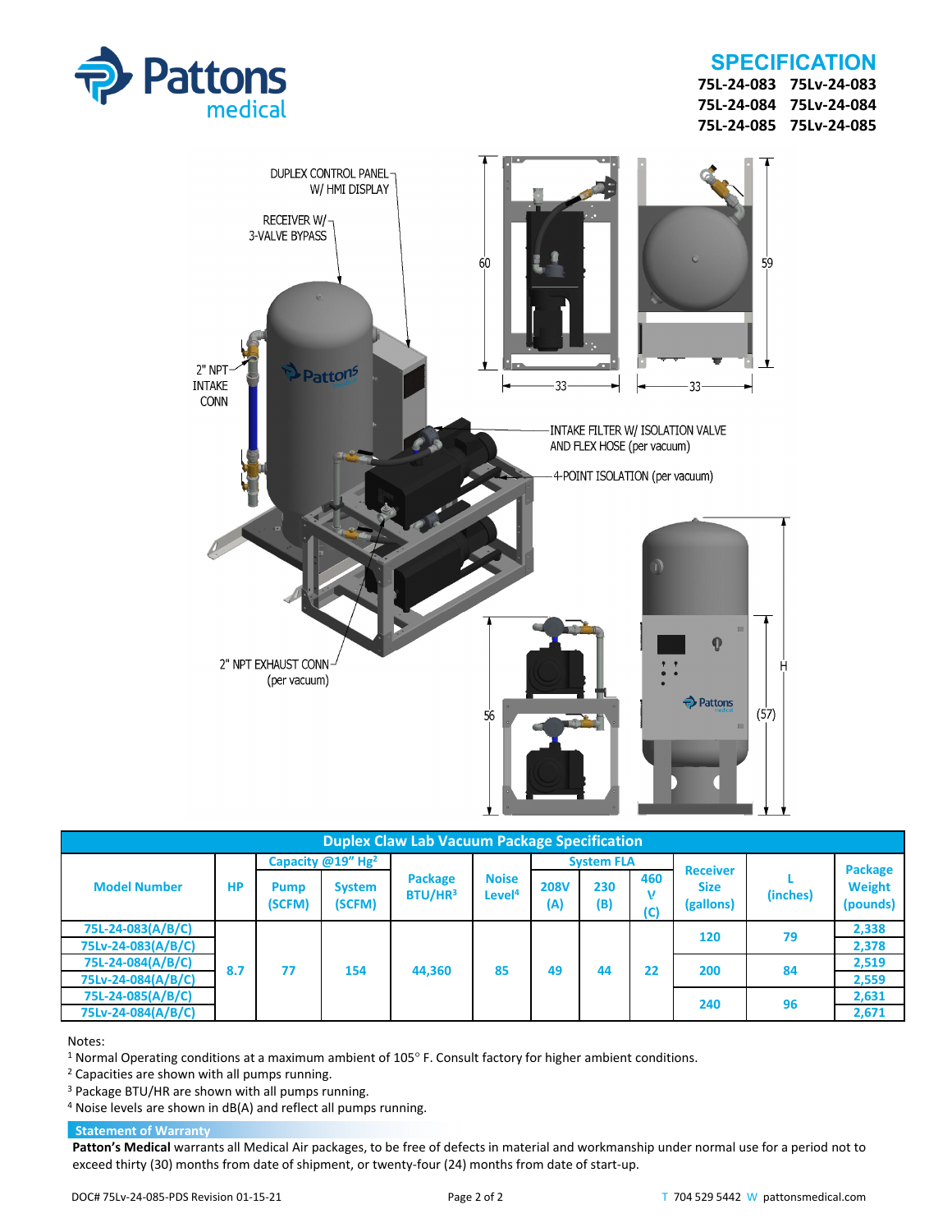# SPECIFICATION

**75L-24-083 75Lv-24-083**
**75L-24-084 75Lv-24-084**
**75L-24-085 75Lv-24-085**

DUPLEX CONTROL PANEL W/ HMI DISPLAY

RECEIVER W/ 3-VALVE BYPASS

2" NPT INTAKE CONN

2" NPT EXHAUST CONN (per vacuum)

INTAKE FILTER W/ ISOLATION VALVE AND FLEX HOSE (per vacuum)

4-POINT ISOLATION (per vacuum)

60

59

33

33

56

H

(57)

| Duplex Claw Lab Vacuum Package Specification | | | | | | | | | | | |
|---|---|---|---|---|---|---|---|---|---|---|---|
| Model Number | HP | Capacity @19" Hg[2] | | Package BTU/HR[3] | Noise Level[4] | System FLA | | | Receiver Size (gallons) | L (inches) | Package Weight (pounds) |
| | | Pump (SCFM) | System (SCFM) | | | 208V (A) | 230 (B) | 460 V (C) | | | |
| 75L-24-083(A/B/C) | 8.7 | 77 | 154 | 44,360 | 85 | 49 | 44 | 22 | 120 | 79 | 2,338 |
| 75Lv-24-083(A/B/C) | | | | | | | | | | | 2,378 |
| 75L-24-084(A/B/C) | | | | | | | | | 200 | 84 | 2,519 |
| 75Lv-24-084(A/B/C) | | | | | | | | | | | 2,559 |
| 75L-24-085(A/B/C) | | | | | | | | | 240 | 96 | 2,631 |
| 75Lv-24-084(A/B/C) | | | | | | | | | | | 2,671 |

Notes:
[1] Normal Operating conditions at a maximum ambient of 105° F. Consult factory for higher ambient conditions.
[2] Capacities are shown with all pumps running.
[3] Package BTU/HR are shown with all pumps running.
[4] Noise levels are shown in dB(A) and reflect all pumps running.

## Statement of Warranty

**Patton's Medical** warrants all Medical Air packages, to be free of defects in material and workmanship under normal use for a period not to exceed thirty (30) months from date of shipment, or twenty-four (24) months from date of start-up.

DOC# 75Lv-24-085-PDS Revision 01-15-21

T 704 529 5442 W pattonsmedical.com